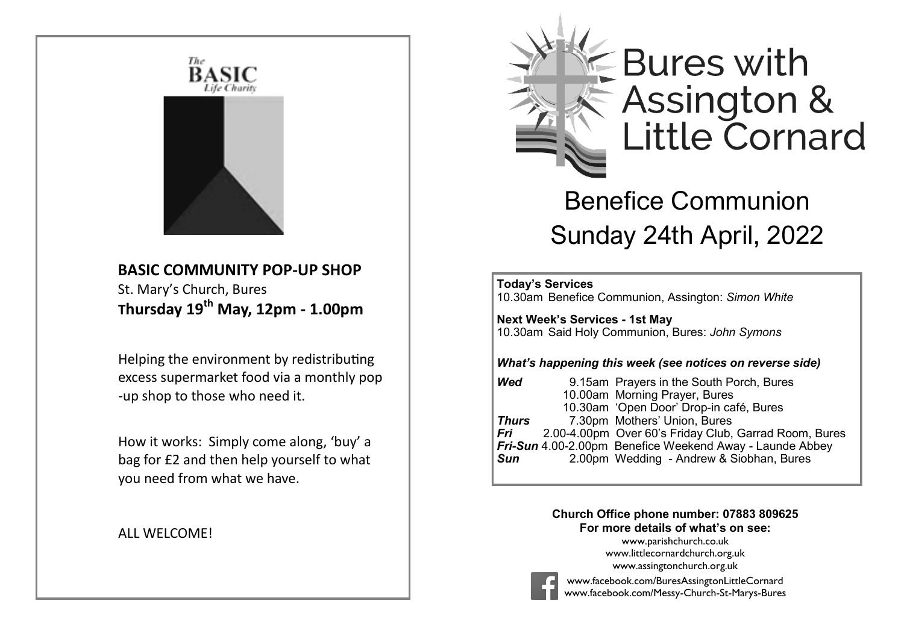The BASIC Life Charity

**BASIC COMMUNITY POP-UP SHOP**

St. Mary's Church, Bures

**Thursday 19th May, 12pm - 1.00pm**

Helping the environment by redistributing excess supermarket food via a monthly pop-up shop to those who need it.

How it works: Simply come along, 'buy' a bag for £2 and then help yourself to what you need from what we have.

ALL WELCOME!

# Bures with Assington & Little Cornard

## Benefice Communion
## Sunday 24th April, 2022

**Today's Services**
10.30am Benefice Communion, Assington: *Simon White*

**Next Week's Services - 1st May**
10.30am Said Holy Communion, Bures: *John Symons*

***What's happening this week (see notices on reverse side)***

| | | |
|---|---|---|
| ***Wed*** | 9.15am | Prayers in the South Porch, Bures |
| | 10.00am | Morning Prayer, Bures |
| | 10.30am | 'Open Door' Drop-in café, Bures |
| ***Thurs*** | 7.30pm | Mothers' Union, Bures |
| ***Fri*** | 2.00-4.00pm | Over 60's Friday Club, Garrad Room, Bures |
| ***Fri-Sun*** | 4.00-2.00pm | Benefice Weekend Away - Launde Abbey |
| ***Sun*** | 2.00pm | Wedding - Andrew & Siobhan, Bures |

**Church Office phone number: 07883 809625**
**For more details of what's on see:**

www.parishchurch.co.uk
www.littlecornardchurch.org.uk
www.assingtonchurch.org.uk
www.facebook.com/BuresAssingtonLittleCornard
www.facebook.com/Messy-Church-St-Marys-Bures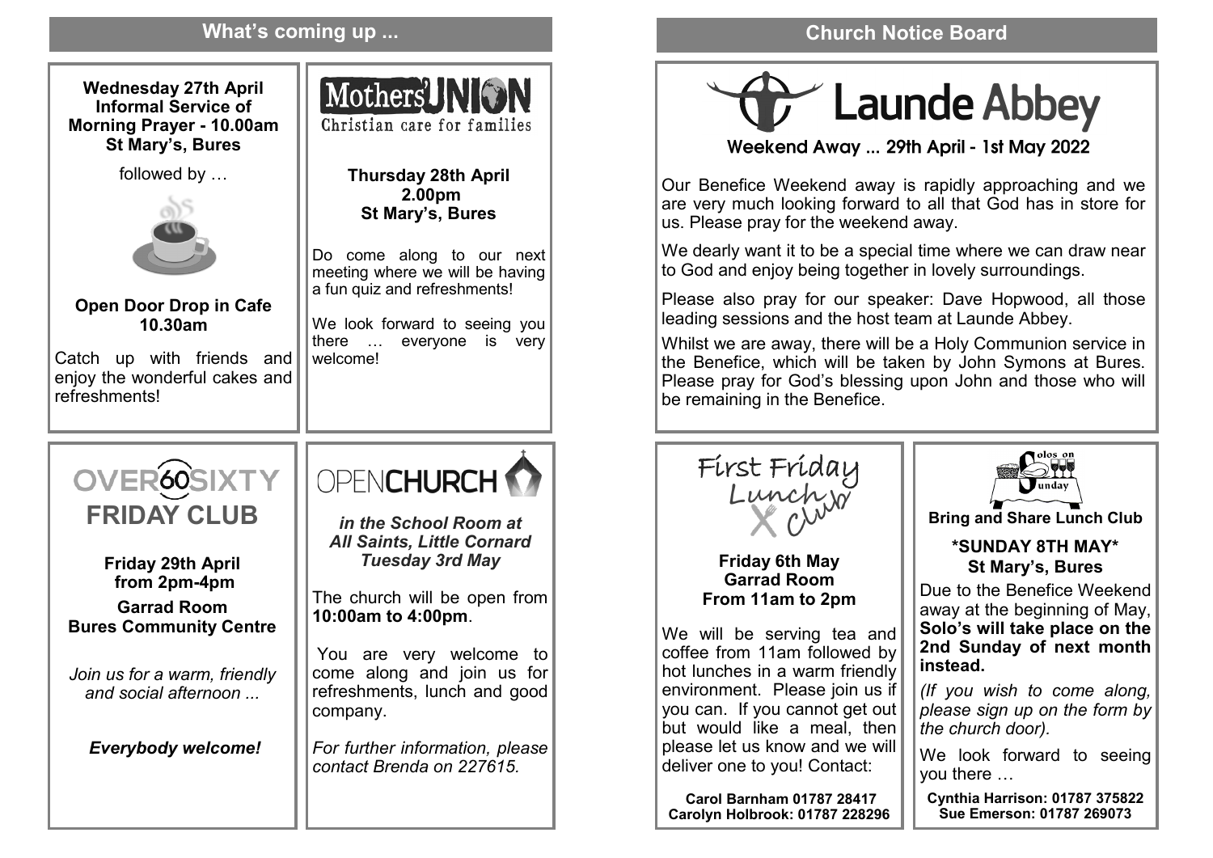## What's coming up ...

**Wednesday 27th April**
**Informal Service of Morning Prayer - 10.00am**
**St Mary's, Bures**

followed by …

**Open Door Drop in Cafe**
**10.30am**

Catch up with friends and enjoy the wonderful cakes and refreshments!

Mothers' UNION
Christian care for families

**Thursday 28th April**
**2.00pm**
**St Mary's, Bures**

Do come along to our next meeting where we will be having a fun quiz and refreshments!

We look forward to seeing you there … everyone is very welcome!

OVER 60 SIXTY
**FRIDAY CLUB**

**Friday 29th April from 2pm-4pm**

**Garrad Room**
**Bures Community Centre**

*Join us for a warm, friendly and social afternoon ...*

***Everybody welcome!***

OPEN**CHURCH**

***in the School Room at All Saints, Little Cornard Tuesday 3rd May***

The church will be open from **10:00am to 4:00pm**.

You are very welcome to come along and join us for refreshments, lunch and good company.

*For further information, please contact Brenda on 227615.*

## Church Notice Board

Launde Abbey

Weekend Away ... 29th April - 1st May 2022

Our Benefice Weekend away is rapidly approaching and we are very much looking forward to all that God has in store for us. Please pray for the weekend away.

We dearly want it to be a special time where we can draw near to God and enjoy being together in lovely surroundings.

Please also pray for our speaker: Dave Hopwood, all those leading sessions and the host team at Launde Abbey.

Whilst we are away, there will be a Holy Communion service in the Benefice, which will be taken by John Symons at Bures. Please pray for God's blessing upon John and those who will be remaining in the Benefice.

First Friday Lunch Club

**Friday 6th May**
**Garrad Room**
**From 11am to 2pm**

We will be serving tea and coffee from 11am followed by hot lunches in a warm friendly environment. Please join us if you can. If you cannot get out but would like a meal, then please let us know and we will deliver one to you! Contact:

**Carol Barnham 01787 28417**
**Carolyn Holbrook: 01787 228296**

Solos on Sunday

**Bring and Share Lunch Club**

**\*SUNDAY 8TH MAY\***
**St Mary's, Bures**

Due to the Benefice Weekend away at the beginning of May, **Solo's will take place on the 2nd Sunday of next month instead.**

*(If you wish to come along, please sign up on the form by the church door).*

We look forward to seeing you there …

**Cynthia Harrison: 01787 375822**
**Sue Emerson: 01787 269073**